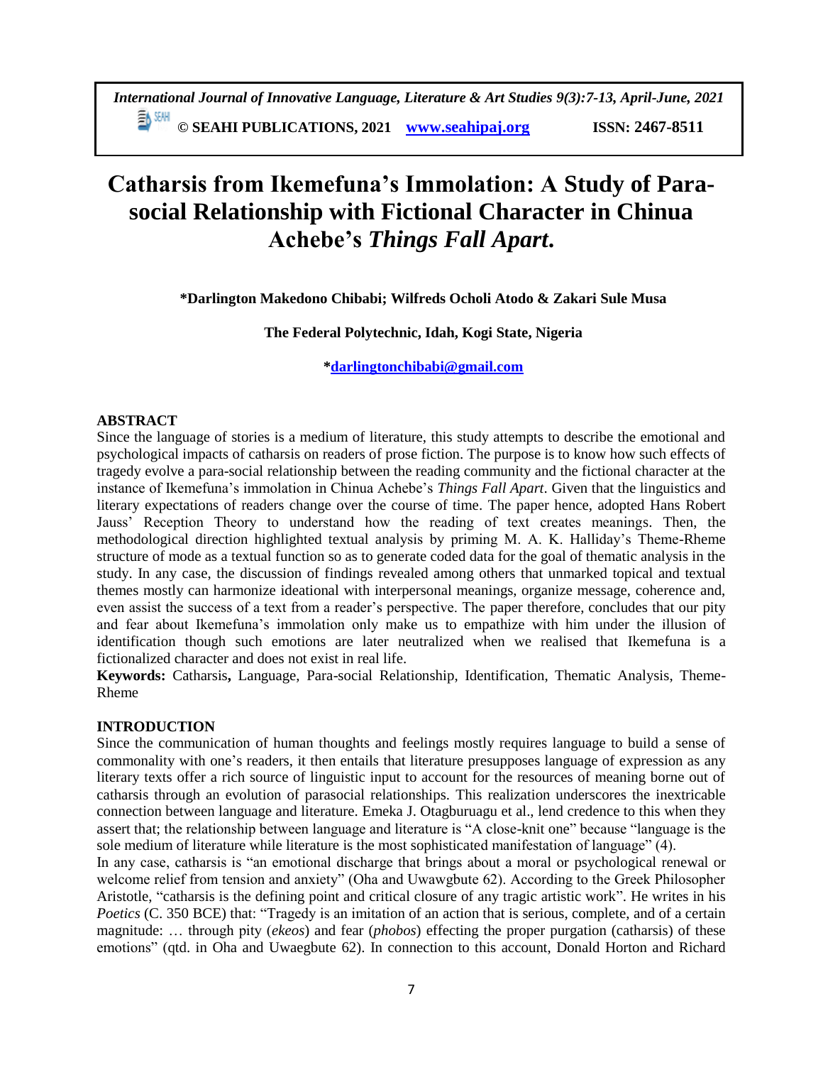# Catharsis from Ikemefuna's Immolation: A Study of Para-social Relationship with Fictional Character in Chinua Achebe's *Things Fall Apart*.

**\*Darlington Makedono Chibabi; Wilfreds Ocholi Atodo & Zakari Sule Musa**

**The Federal Polytechnic, Idah, Kogi State, Nigeria**

**\*darlingtonchibabi@gmail.com**

## ABSTRACT

Since the language of stories is a medium of literature, this study attempts to describe the emotional and psychological impacts of catharsis on readers of prose fiction. The purpose is to know how such effects of tragedy evolve a para-social relationship between the reading community and the fictional character at the instance of Ikemefuna's immolation in Chinua Achebe's *Things Fall Apart*. Given that the linguistics and literary expectations of readers change over the course of time. The paper hence, adopted Hans Robert Jauss' Reception Theory to understand how the reading of text creates meanings. Then, the methodological direction highlighted textual analysis by priming M. A. K. Halliday's Theme-Rheme structure of mode as a textual function so as to generate coded data for the goal of thematic analysis in the study. In any case, the discussion of findings revealed among others that unmarked topical and textual themes mostly can harmonize ideational with interpersonal meanings, organize message, coherence and, even assist the success of a text from a reader's perspective. The paper therefore, concludes that our pity and fear about Ikemefuna's immolation only make us to empathize with him under the illusion of identification though such emotions are later neutralized when we realised that Ikemefuna is a fictionalized character and does not exist in real life.

**Keywords:** Catharsis**,** Language, Para-social Relationship, Identification, Thematic Analysis, Theme-Rheme

## INTRODUCTION

Since the communication of human thoughts and feelings mostly requires language to build a sense of commonality with one's readers, it then entails that literature presupposes language of expression as any literary texts offer a rich source of linguistic input to account for the resources of meaning borne out of catharsis through an evolution of parasocial relationships. This realization underscores the inextricable connection between language and literature. Emeka J. Otagburuagu et al., lend credence to this when they assert that; the relationship between language and literature is "A close-knit one" because "language is the sole medium of literature while literature is the most sophisticated manifestation of language" (4).

In any case, catharsis is "an emotional discharge that brings about a moral or psychological renewal or welcome relief from tension and anxiety" (Oha and Uwawgbute 62). According to the Greek Philosopher Aristotle, "catharsis is the defining point and critical closure of any tragic artistic work". He writes in his *Poetics* (C. 350 BCE) that: "Tragedy is an imitation of an action that is serious, complete, and of a certain magnitude: … through pity (*ekeos*) and fear (*phobos*) effecting the proper purgation (catharsis) of these emotions" (qtd. in Oha and Uwaegbute 62). In connection to this account, Donald Horton and Richard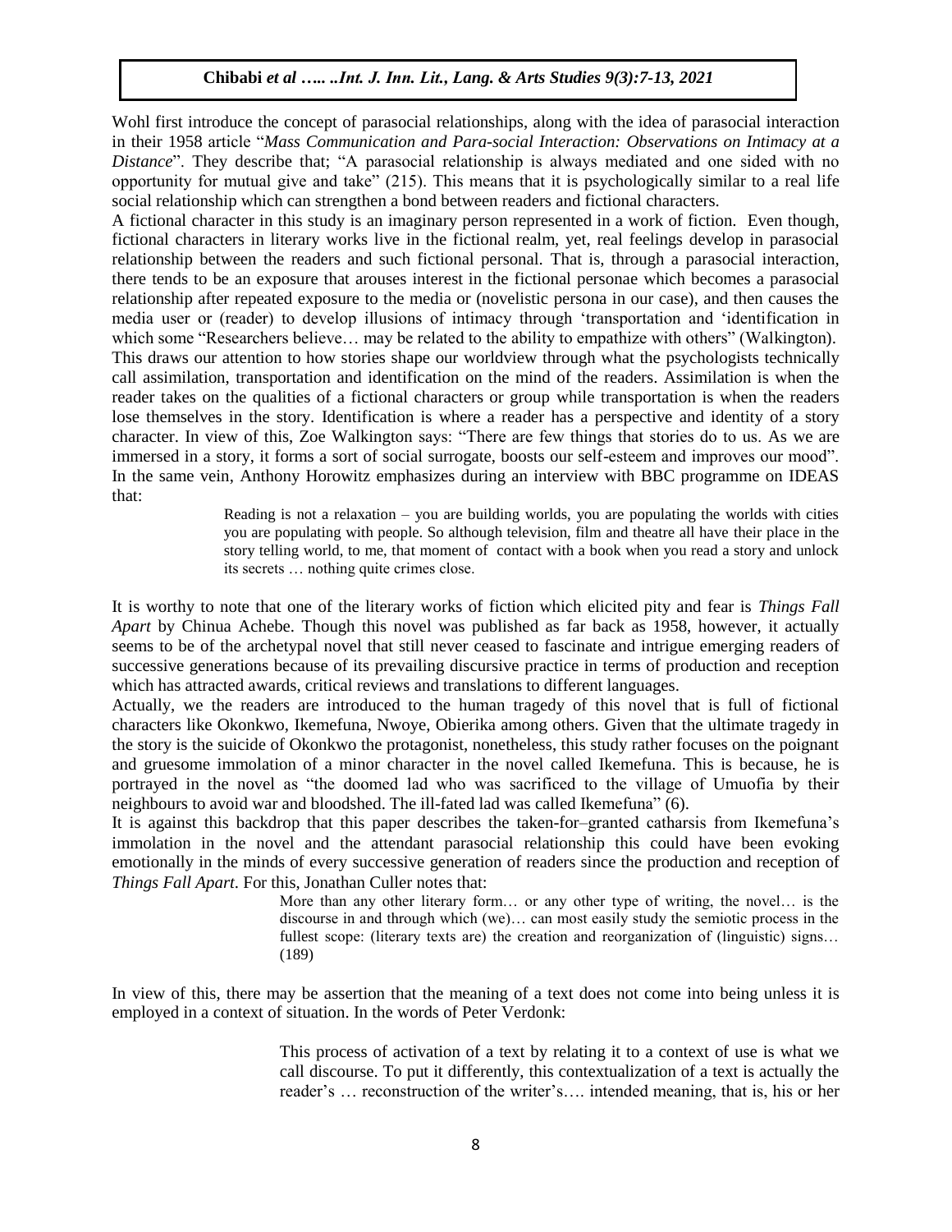Wohl first introduce the concept of parasocial relationships, along with the idea of parasocial interaction in their 1958 article "*Mass Communication and Para-social Interaction: Observations on Intimacy at a Distance*". They describe that; "A parasocial relationship is always mediated and one sided with no opportunity for mutual give and take" (215). This means that it is psychologically similar to a real life social relationship which can strengthen a bond between readers and fictional characters.

A fictional character in this study is an imaginary person represented in a work of fiction. Even though, fictional characters in literary works live in the fictional realm, yet, real feelings develop in parasocial relationship between the readers and such fictional personal. That is, through a parasocial interaction, there tends to be an exposure that arouses interest in the fictional personae which becomes a parasocial relationship after repeated exposure to the media or (novelistic persona in our case), and then causes the media user or (reader) to develop illusions of intimacy through 'transportation and 'identification in which some "Researchers believe… may be related to the ability to empathize with others" (Walkington).

This draws our attention to how stories shape our worldview through what the psychologists technically call assimilation, transportation and identification on the mind of the readers. Assimilation is when the reader takes on the qualities of a fictional characters or group while transportation is when the readers lose themselves in the story. Identification is where a reader has a perspective and identity of a story character. In view of this, Zoe Walkington says: "There are few things that stories do to us. As we are immersed in a story, it forms a sort of social surrogate, boosts our self-esteem and improves our mood". In the same vein, Anthony Horowitz emphasizes during an interview with BBC programme on IDEAS that:

> Reading is not a relaxation – you are building worlds, you are populating the worlds with cities you are populating with people. So although television, film and theatre all have their place in the story telling world, to me, that moment of contact with a book when you read a story and unlock its secrets … nothing quite crimes close.

It is worthy to note that one of the literary works of fiction which elicited pity and fear is *Things Fall Apart* by Chinua Achebe. Though this novel was published as far back as 1958, however, it actually seems to be of the archetypal novel that still never ceased to fascinate and intrigue emerging readers of successive generations because of its prevailing discursive practice in terms of production and reception which has attracted awards, critical reviews and translations to different languages.

Actually, we the readers are introduced to the human tragedy of this novel that is full of fictional characters like Okonkwo, Ikemefuna, Nwoye, Obierika among others. Given that the ultimate tragedy in the story is the suicide of Okonkwo the protagonist, nonetheless, this study rather focuses on the poignant and gruesome immolation of a minor character in the novel called Ikemefuna. This is because, he is portrayed in the novel as "the doomed lad who was sacrificed to the village of Umuofia by their neighbours to avoid war and bloodshed. The ill-fated lad was called Ikemefuna" (6).

It is against this backdrop that this paper describes the taken-for–granted catharsis from Ikemefuna's immolation in the novel and the attendant parasocial relationship this could have been evoking emotionally in the minds of every successive generation of readers since the production and reception of *Things Fall Apart*. For this, Jonathan Culler notes that:

> More than any other literary form… or any other type of writing, the novel… is the discourse in and through which (we)… can most easily study the semiotic process in the fullest scope: (literary texts are) the creation and reorganization of (linguistic) signs… (189)

In view of this, there may be assertion that the meaning of a text does not come into being unless it is employed in a context of situation. In the words of Peter Verdonk:

> This process of activation of a text by relating it to a context of use is what we call discourse. To put it differently, this contextualization of a text is actually the reader's … reconstruction of the writer's…. intended meaning, that is, his or her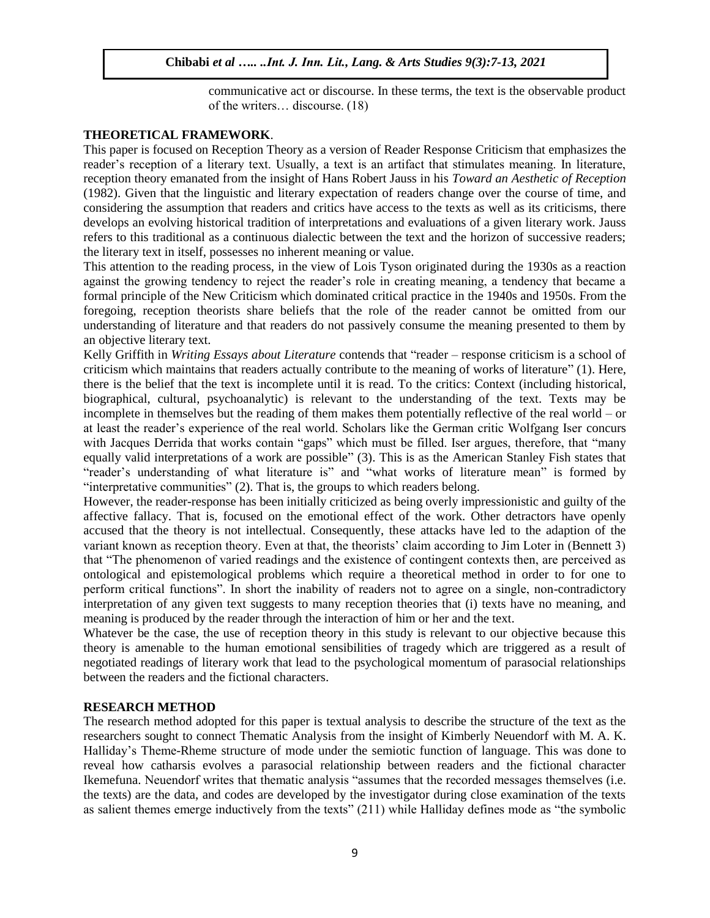> communicative act or discourse. In these terms, the text is the observable product of the writers… discourse. (18)

## THEORETICAL FRAMEWORK.

This paper is focused on Reception Theory as a version of Reader Response Criticism that emphasizes the reader's reception of a literary text. Usually, a text is an artifact that stimulates meaning. In literature, reception theory emanated from the insight of Hans Robert Jauss in his *Toward an Aesthetic of Reception* (1982). Given that the linguistic and literary expectation of readers change over the course of time, and considering the assumption that readers and critics have access to the texts as well as its criticisms, there develops an evolving historical tradition of interpretations and evaluations of a given literary work. Jauss refers to this traditional as a continuous dialectic between the text and the horizon of successive readers; the literary text in itself, possesses no inherent meaning or value.

This attention to the reading process, in the view of Lois Tyson originated during the 1930s as a reaction against the growing tendency to reject the reader's role in creating meaning, a tendency that became a formal principle of the New Criticism which dominated critical practice in the 1940s and 1950s. From the foregoing, reception theorists share beliefs that the role of the reader cannot be omitted from our understanding of literature and that readers do not passively consume the meaning presented to them by an objective literary text.

Kelly Griffith in *Writing Essays about Literature* contends that "reader – response criticism is a school of criticism which maintains that readers actually contribute to the meaning of works of literature" (1). Here, there is the belief that the text is incomplete until it is read. To the critics: Context (including historical, biographical, cultural, psychoanalytic) is relevant to the understanding of the text. Texts may be incomplete in themselves but the reading of them makes them potentially reflective of the real world – or at least the reader's experience of the real world. Scholars like the German critic Wolfgang Iser concurs with Jacques Derrida that works contain "gaps" which must be filled. Iser argues, therefore, that "many equally valid interpretations of a work are possible" (3). This is as the American Stanley Fish states that "reader's understanding of what literature is" and "what works of literature mean" is formed by "interpretative communities" (2). That is, the groups to which readers belong.

However, the reader-response has been initially criticized as being overly impressionistic and guilty of the affective fallacy. That is, focused on the emotional effect of the work. Other detractors have openly accused that the theory is not intellectual. Consequently, these attacks have led to the adaption of the variant known as reception theory. Even at that, the theorists' claim according to Jim Loter in (Bennett 3) that "The phenomenon of varied readings and the existence of contingent contexts then, are perceived as ontological and epistemological problems which require a theoretical method in order to for one to perform critical functions". In short the inability of readers not to agree on a single, non-contradictory interpretation of any given text suggests to many reception theories that (i) texts have no meaning, and meaning is produced by the reader through the interaction of him or her and the text.

Whatever be the case, the use of reception theory in this study is relevant to our objective because this theory is amenable to the human emotional sensibilities of tragedy which are triggered as a result of negotiated readings of literary work that lead to the psychological momentum of parasocial relationships between the readers and the fictional characters.

## RESEARCH METHOD

The research method adopted for this paper is textual analysis to describe the structure of the text as the researchers sought to connect Thematic Analysis from the insight of Kimberly Neuendorf with M. A. K. Halliday's Theme-Rheme structure of mode under the semiotic function of language. This was done to reveal how catharsis evolves a parasocial relationship between readers and the fictional character Ikemefuna. Neuendorf writes that thematic analysis "assumes that the recorded messages themselves (i.e. the texts) are the data, and codes are developed by the investigator during close examination of the texts as salient themes emerge inductively from the texts" (211) while Halliday defines mode as "the symbolic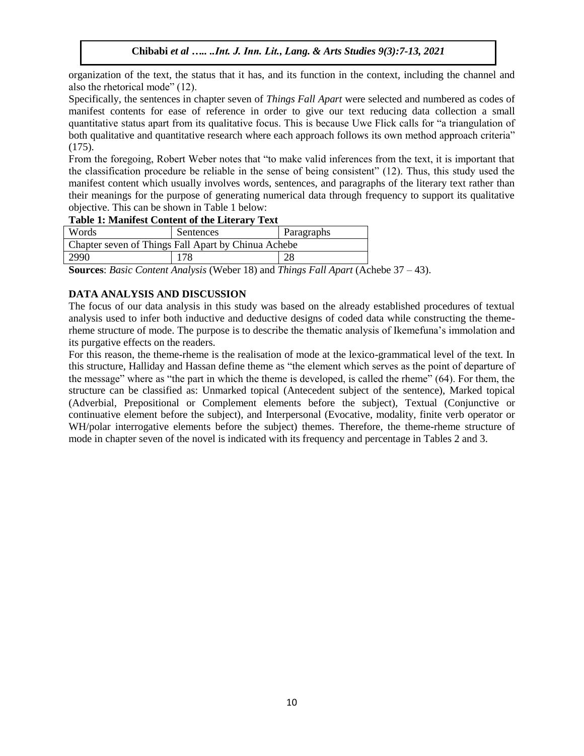organization of the text, the status that it has, and its function in the context, including the channel and also the rhetorical mode" (12).

Specifically, the sentences in chapter seven of *Things Fall Apart* were selected and numbered as codes of manifest contents for ease of reference in order to give our text reducing data collection a small quantitative status apart from its qualitative focus. This is because Uwe Flick calls for "a triangulation of both qualitative and quantitative research where each approach follows its own method approach criteria" (175).

From the foregoing, Robert Weber notes that "to make valid inferences from the text, it is important that the classification procedure be reliable in the sense of being consistent" (12). Thus, this study used the manifest content which usually involves words, sentences, and paragraphs of the literary text rather than their meanings for the purpose of generating numerical data through frequency to support its qualitative objective. This can be shown in Table 1 below:

**Table 1: Manifest Content of the Literary Text**

| Words | Sentences | Paragraphs |
|---|---|---|
| Chapter seven of Things Fall Apart by Chinua Achebe | | |
| 2990 | 178 | 28 |

**Sources**: *Basic Content Analysis* (Weber 18) and *Things Fall Apart* (Achebe 37 – 43).

## DATA ANALYSIS AND DISCUSSION

The focus of our data analysis in this study was based on the already established procedures of textual analysis used to infer both inductive and deductive designs of coded data while constructing the theme-rheme structure of mode. The purpose is to describe the thematic analysis of Ikemefuna's immolation and its purgative effects on the readers.

For this reason, the theme-rheme is the realisation of mode at the lexico-grammatical level of the text. In this structure, Halliday and Hassan define theme as "the element which serves as the point of departure of the message" where as "the part in which the theme is developed, is called the rheme" (64). For them, the structure can be classified as: Unmarked topical (Antecedent subject of the sentence), Marked topical (Adverbial, Prepositional or Complement elements before the subject), Textual (Conjunctive or continuative element before the subject), and Interpersonal (Evocative, modality, finite verb operator or WH/polar interrogative elements before the subject) themes. Therefore, the theme-rheme structure of mode in chapter seven of the novel is indicated with its frequency and percentage in Tables 2 and 3.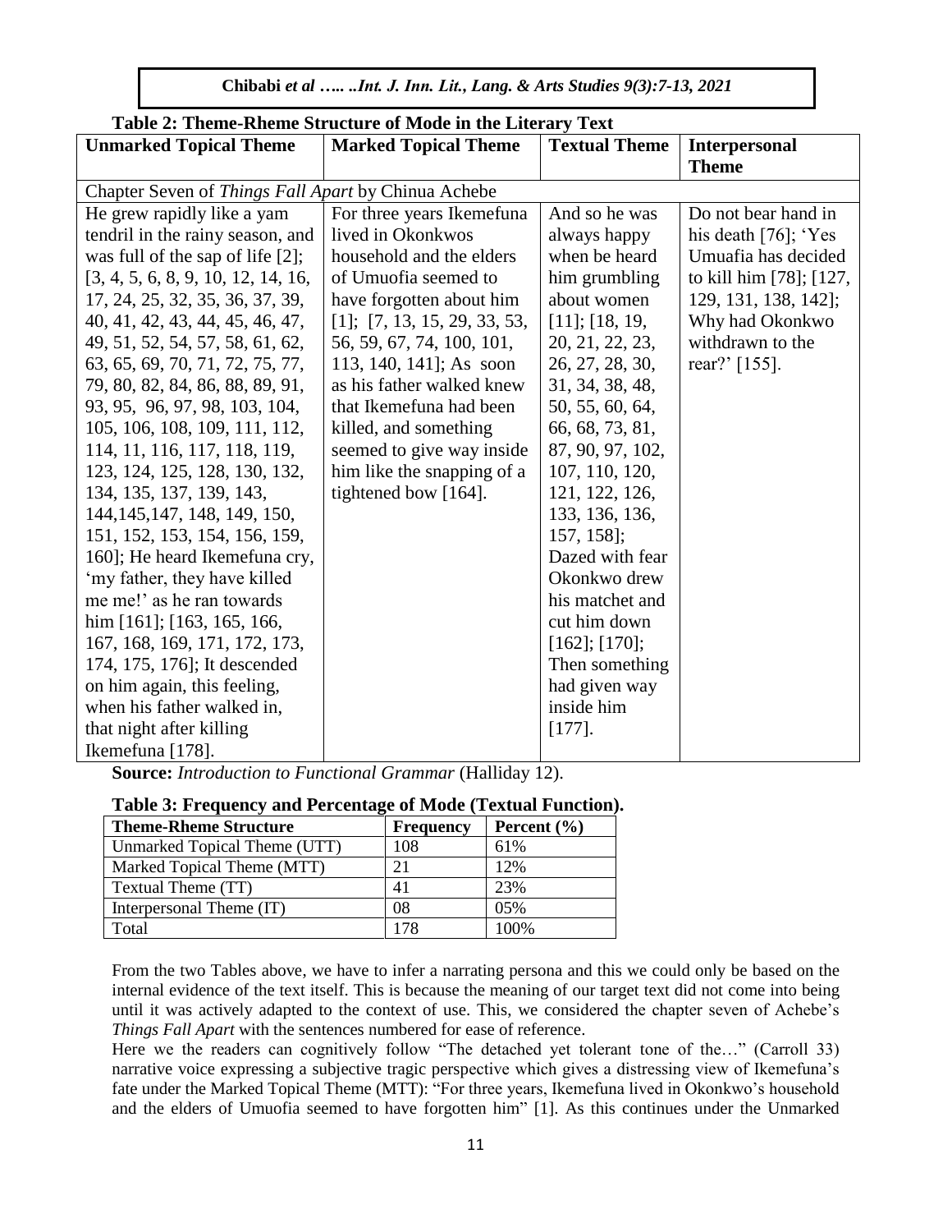**Table 2: Theme-Rheme Structure of Mode in the Literary Text**

| Unmarked Topical Theme | Marked Topical Theme | Textual Theme | Interpersonal Theme |
|---|---|---|---|
| Chapter Seven of *Things Fall Apart* by Chinua Achebe | | | |
| He grew rapidly like a yam tendril in the rainy season, and was full of the sap of life [2]; [3, 4, 5, 6, 8, 9, 10, 12, 14, 16, 17, 24, 25, 32, 35, 36, 37, 39, 40, 41, 42, 43, 44, 45, 46, 47, 49, 51, 52, 54, 57, 58, 61, 62, 63, 65, 69, 70, 71, 72, 75, 77, 79, 80, 82, 84, 86, 88, 89, 91, 93, 95, 96, 97, 98, 103, 104, 105, 106, 108, 109, 111, 112, 114, 11, 116, 117, 118, 119, 123, 124, 125, 128, 130, 132, 134, 135, 137, 139, 143, 144,145,147, 148, 149, 150, 151, 152, 153, 154, 156, 159, 160]; He heard Ikemefuna cry, 'my father, they have killed me me!' as he ran towards him [161]; [163, 165, 166, 167, 168, 169, 171, 172, 173, 174, 175, 176]; It descended on him again, this feeling, when his father walked in, that night after killing Ikemefuna [178]. | For three years Ikemefuna lived in Okonkwos household and the elders of Umuofia seemed to have forgotten about him [1]; [7, 13, 15, 29, 33, 53, 56, 59, 67, 74, 100, 101, 113, 140, 141]; As soon as his father walked knew that Ikemefuna had been killed, and something seemed to give way inside him like the snapping of a tightened bow [164]. | And so he was always happy when be heard him grumbling about women [11]; [18, 19, 20, 21, 22, 23, 26, 27, 28, 30, 31, 34, 38, 48, 50, 55, 60, 64, 66, 68, 73, 81, 87, 90, 97, 102, 107, 110, 120, 121, 122, 126, 133, 136, 136, 157, 158]; Dazed with fear Okonkwo drew his matchet and cut him down [162]; [170]; Then something had given way inside him [177]. | Do not bear hand in his death [76]; 'Yes Umuofia has decided to kill him [78]; [127, 129, 131, 138, 142]; Why had Okonkwo withdrawn to the rear?' [155]. |

**Source:** *Introduction to Functional Grammar* (Halliday 12).

**Table 3: Frequency and Percentage of Mode (Textual Function).**

| Theme-Rheme Structure | Frequency | Percent (%) |
|---|---|---|
| Unmarked Topical Theme (UTT) | 108 | 61% |
| Marked Topical Theme (MTT) | 21 | 12% |
| Textual Theme (TT) | 41 | 23% |
| Interpersonal Theme (IT) | 08 | 05% |
| Total | 178 | 100% |

From the two Tables above, we have to infer a narrating persona and this we could only be based on the internal evidence of the text itself. This is because the meaning of our target text did not come into being until it was actively adapted to the context of use. This, we considered the chapter seven of Achebe's *Things Fall Apart* with the sentences numbered for ease of reference.

Here we the readers can cognitively follow "The detached yet tolerant tone of the…" (Carroll 33) narrative voice expressing a subjective tragic perspective which gives a distressing view of Ikemefuna's fate under the Marked Topical Theme (MTT): "For three years, Ikemefuna lived in Okonkwo's household and the elders of Umuofia seemed to have forgotten him" [1]. As this continues under the Unmarked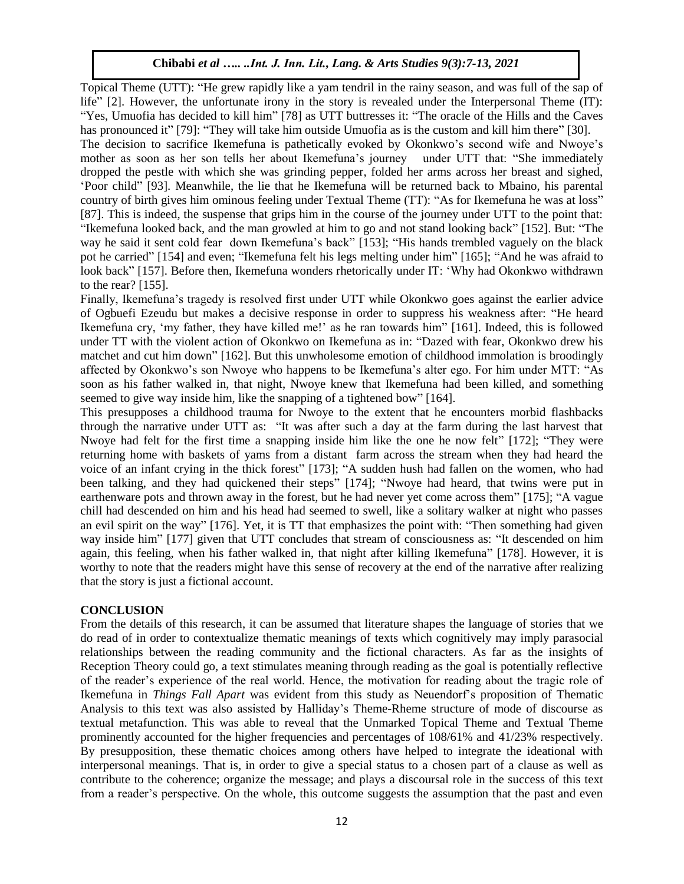Topical Theme (UTT): "He grew rapidly like a yam tendril in the rainy season, and was full of the sap of life" [2]. However, the unfortunate irony in the story is revealed under the Interpersonal Theme (IT): "Yes, Umuofia has decided to kill him" [78] as UTT buttresses it: "The oracle of the Hills and the Caves has pronounced it" [79]: "They will take him outside Umuofia as is the custom and kill him there" [30].

The decision to sacrifice Ikemefuna is pathetically evoked by Okonkwo's second wife and Nwoye's mother as soon as her son tells her about Ikemefuna's journey under UTT that: "She immediately dropped the pestle with which she was grinding pepper, folded her arms across her breast and sighed, 'Poor child'" [93]. Meanwhile, the lie that he Ikemefuna will be returned back to Mbaino, his parental country of birth gives him ominous feeling under Textual Theme (TT): "As for Ikemefuna he was at loss" [87]. This is indeed, the suspense that grips him in the course of the journey under UTT to the point that: "Ikemefuna looked back, and the man growled at him to go and not stand looking back" [152]. But: "The way he said it sent cold fear down Ikemefuna's back" [153]; "His hands trembled vaguely on the black pot he carried" [154] and even; "Ikemefuna felt his legs melting under him" [165]; "And he was afraid to look back" [157]. Before then, Ikemefuna wonders rhetorically under IT: 'Why had Okonkwo withdrawn to the rear? [155].

Finally, Ikemefuna's tragedy is resolved first under UTT while Okonkwo goes against the earlier advice of Ogbuefi Ezeudu but makes a decisive response in order to suppress his weakness after: "He heard Ikemefuna cry, 'my father, they have killed me!' as he ran towards him" [161]. Indeed, this is followed under TT with the violent action of Okonkwo on Ikemefuna as in: "Dazed with fear, Okonkwo drew his matchet and cut him down" [162]. But this unwholesome emotion of childhood immolation is broodingly affected by Okonkwo's son Nwoye who happens to be Ikemefuna's alter ego. For him under MTT: "As soon as his father walked in, that night, Nwoye knew that Ikemefuna had been killed, and something seemed to give way inside him, like the snapping of a tightened bow" [164].

This presupposes a childhood trauma for Nwoye to the extent that he encounters morbid flashbacks through the narrative under UTT as: "It was after such a day at the farm during the last harvest that Nwoye had felt for the first time a snapping inside him like the one he now felt" [172]; "They were returning home with baskets of yams from a distant farm across the stream when they had heard the voice of an infant crying in the thick forest" [173]; "A sudden hush had fallen on the women, who had been talking, and they had quickened their steps" [174]; "Nwoye had heard, that twins were put in earthenware pots and thrown away in the forest, but he had never yet come across them" [175]; "A vague chill had descended on him and his head had seemed to swell, like a solitary walker at night who passes an evil spirit on the way" [176]. Yet, it is TT that emphasizes the point with: "Then something had given way inside him" [177] given that UTT concludes that stream of consciousness as: "It descended on him again, this feeling, when his father walked in, that night after killing Ikemefuna" [178]. However, it is worthy to note that the readers might have this sense of recovery at the end of the narrative after realizing that the story is just a fictional account.

## CONCLUSION

From the details of this research, it can be assumed that literature shapes the language of stories that we do read of in order to contextualize thematic meanings of texts which cognitively may imply parasocial relationships between the reading community and the fictional characters. As far as the insights of Reception Theory could go, a text stimulates meaning through reading as the goal is potentially reflective of the reader's experience of the real world. Hence, the motivation for reading about the tragic role of Ikemefuna in *Things Fall Apart* was evident from this study as Neuendorf's proposition of Thematic Analysis to this text was also assisted by Halliday's Theme-Rheme structure of mode of discourse as textual metafunction. This was able to reveal that the Unmarked Topical Theme and Textual Theme prominently accounted for the higher frequencies and percentages of 108/61% and 41/23% respectively. By presupposition, these thematic choices among others have helped to integrate the ideational with interpersonal meanings. That is, in order to give a special status to a chosen part of a clause as well as contribute to the coherence; organize the message; and plays a discoursal role in the success of this text from a reader's perspective. On the whole, this outcome suggests the assumption that the past and even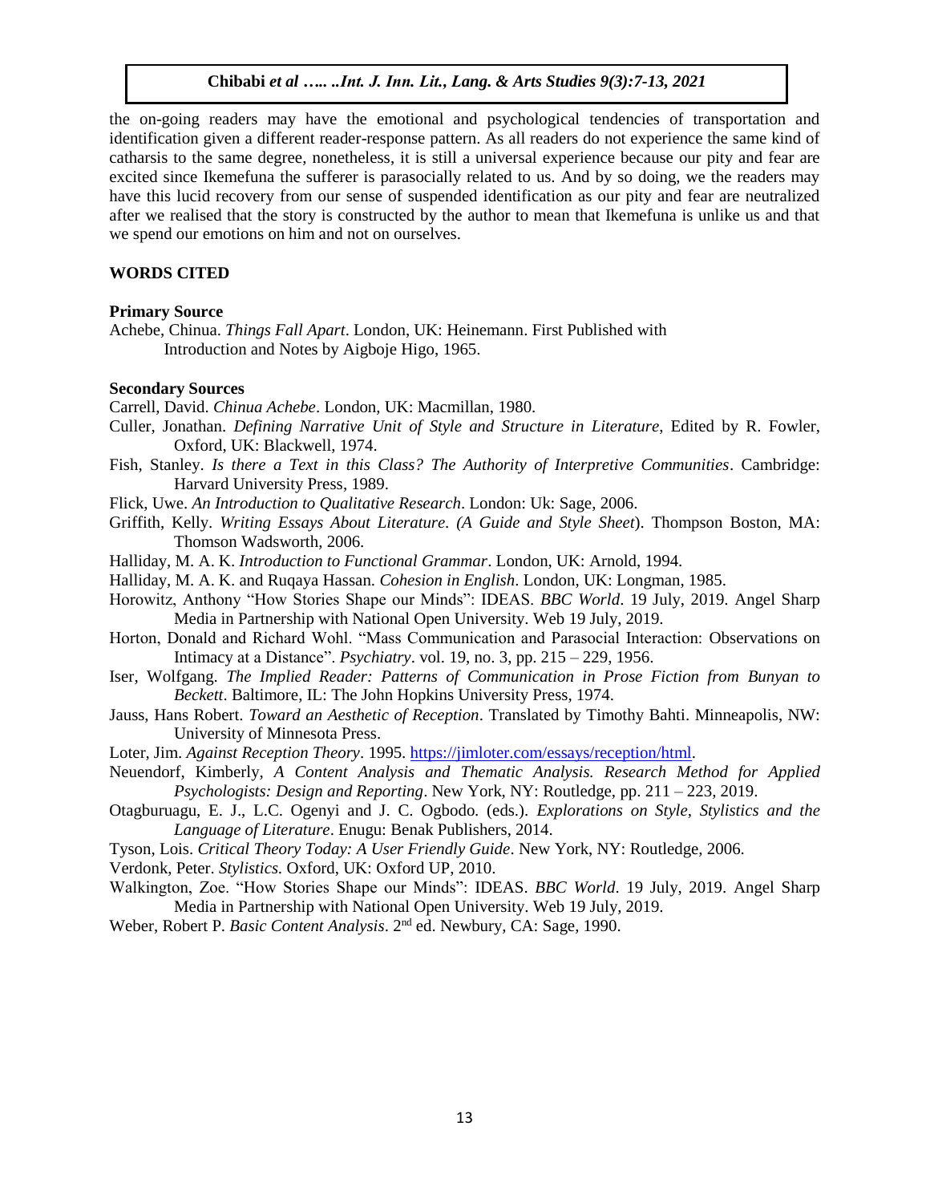the on-going readers may have the emotional and psychological tendencies of transportation and identification given a different reader-response pattern. As all readers do not experience the same kind of catharsis to the same degree, nonetheless, it is still a universal experience because our pity and fear are excited since Ikemefuna the sufferer is parasocially related to us. And by so doing, we the readers may have this lucid recovery from our sense of suspended identification as our pity and fear are neutralized after we realised that the story is constructed by the author to mean that Ikemefuna is unlike us and that we spend our emotions on him and not on ourselves.

## WORDS CITED

**Primary Source**

Achebe, Chinua. *Things Fall Apart*. London, UK: Heinemann. First Published with Introduction and Notes by Aigboje Higo, 1965.

**Secondary Sources**

Carrell, David. *Chinua Achebe*. London, UK: Macmillan, 1980.

Culler, Jonathan. *Defining Narrative Unit of Style and Structure in Literature*, Edited by R. Fowler, Oxford, UK: Blackwell, 1974.

Fish, Stanley. *Is there a Text in this Class? The Authority of Interpretive Communities*. Cambridge: Harvard University Press, 1989.

Flick, Uwe. *An Introduction to Qualitative Research*. London: Uk: Sage, 2006.

Griffith, Kelly. *Writing Essays About Literature. (A Guide and Style Sheet*). Thompson Boston, MA: Thomson Wadsworth, 2006.

Halliday, M. A. K. *Introduction to Functional Grammar*. London, UK: Arnold, 1994.

Halliday, M. A. K. and Ruqaya Hassan. *Cohesion in English*. London, UK: Longman, 1985.

Horowitz, Anthony "How Stories Shape our Minds": IDEAS. *BBC World*. 19 July, 2019. Angel Sharp Media in Partnership with National Open University. Web 19 July, 2019.

Horton, Donald and Richard Wohl. "Mass Communication and Parasocial Interaction: Observations on Intimacy at a Distance". *Psychiatry*. vol. 19, no. 3, pp. 215 – 229, 1956.

Iser, Wolfgang. *The Implied Reader: Patterns of Communication in Prose Fiction from Bunyan to Beckett*. Baltimore, IL: The John Hopkins University Press, 1974.

Jauss, Hans Robert. *Toward an Aesthetic of Reception*. Translated by Timothy Bahti. Minneapolis, NW: University of Minnesota Press.

Loter, Jim. *Against Reception Theory*. 1995. https://jimloter.com/essays/reception/html.

Neuendorf, Kimberly, *A Content Analysis and Thematic Analysis. Research Method for Applied Psychologists: Design and Reporting*. New York, NY: Routledge, pp. 211 – 223, 2019.

Otagburuagu, E. J., L.C. Ogenyi and J. C. Ogbodo. (eds.). *Explorations on Style, Stylistics and the Language of Literature*. Enugu: Benak Publishers, 2014.

Tyson, Lois. *Critical Theory Today: A User Friendly Guide*. New York, NY: Routledge, 2006.

Verdonk, Peter. *Stylistics.* Oxford, UK: Oxford UP, 2010.

Walkington, Zoe. "How Stories Shape our Minds": IDEAS. *BBC World*. 19 July, 2019. Angel Sharp Media in Partnership with National Open University. Web 19 July, 2019.

Weber, Robert P. *Basic Content Analysis*. 2nd ed. Newbury, CA: Sage, 1990.